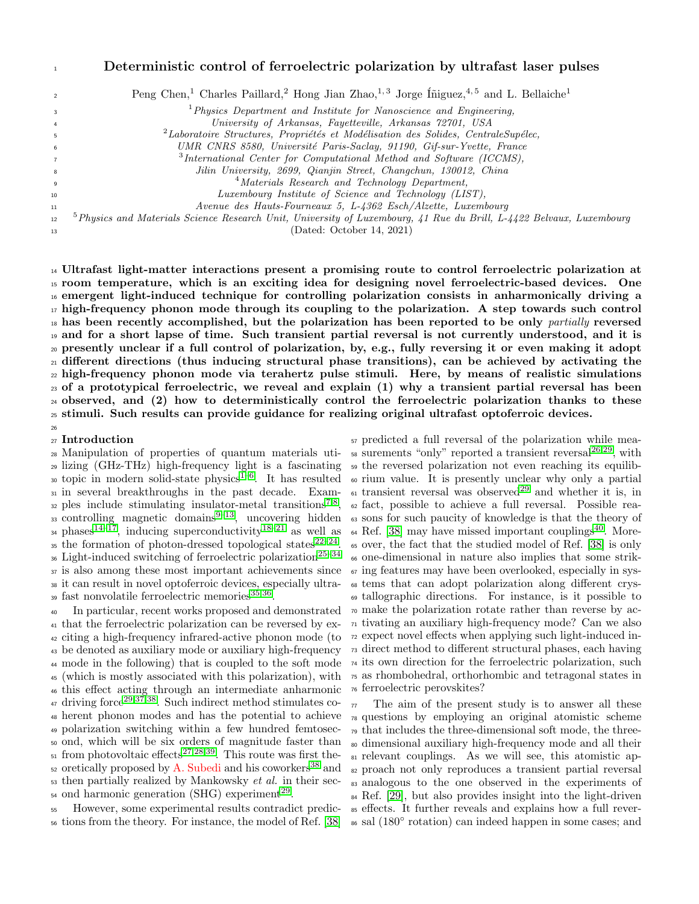# Deterministic control of ferroelectric polarization by ultrafast laser pulses

Peng Chen,[1] Charles Paillard,[2] Hong Jian Zhao,[1,3] Jorge Íñiguez,[4,5] and L. Bellaiche[1]

[1] *Physics Department and Institute for Nanoscience and Engineering, University of Arkansas, Fayetteville, Arkansas 72701, USA*
[2] *Laboratoire Structures, Propriétés et Modélisation des Solides, CentraleSupélec, UMR CNRS 8580, Université Paris-Saclay, 91190, Gif-sur-Yvette, France*
[3] *International Center for Computational Method and Software (ICCMS), Jilin University, 2699, Qianjin Street, Changchun, 130012, China*
[4] *Materials Research and Technology Department, Luxembourg Institute of Science and Technology (LIST), Avenue des Hauts-Fourneaux 5, L-4362 Esch/Alzette, Luxembourg*
[5] *Physics and Materials Science Research Unit, University of Luxembourg, 41 Rue du Brill, L-4422 Belvaux, Luxembourg*

(Dated: October 14, 2021)

**Ultrafast light-matter interactions present a promising route to control ferroelectric polarization at room temperature, which is an exciting idea for designing novel ferroelectric-based devices. One emergent light-induced technique for controlling polarization consists in anharmonically driving a high-frequency phonon mode through its coupling to the polarization. A step towards such control has been recently accomplished, but the polarization has been reported to be only *partially* reversed and for a short lapse of time. Such transient partial reversal is not currently understood, and it is presently unclear if a full control of polarization, by, e.g., fully reversing it or even making it adopt different directions (thus inducing structural phase transitions), can be achieved by activating the high-frequency phonon mode via terahertz pulse stimuli. Here, by means of realistic simulations of a prototypical ferroelectric, we reveal and explain (1) why a transient partial reversal has been observed, and (2) how to deterministically control the ferroelectric polarization thanks to these stimuli. Such results can provide guidance for realizing original ultrafast optoferroic devices.**

## Introduction

Manipulation of properties of quantum materials utilizing (GHz-THz) high-frequency light is a fascinating topic in modern solid-state physics[1–6]. It has resulted in several breakthroughs in the past decade. Examples include stimulating insulator-metal transitions[7,8], controlling magnetic domains[9–13], uncovering hidden phases[14–17], inducing superconductivity[18–21] as well as the formation of photon-dressed topological states[22–24]. Light-induced switching of ferroelectric polarization[25–34] is also among these most important achievements since it can result in novel optoferroic devices, especially ultrafast nonvolatile ferroelectric memories[35,36].

In particular, recent works proposed and demonstrated that the ferroelectric polarization can be reversed by exciting a high-frequency infrared-active phonon mode (to be denoted as auxiliary mode or auxiliary high-frequency mode in the following) that is coupled to the soft mode (which is mostly associated with this polarization), with this effect acting through an intermediate anharmonic driving force[29,37,38]. Such indirect method stimulates coherent phonon modes and has the potential to achieve polarization switching within a few hundred femtosecond, which will be six orders of magnitude faster than from photovoltaic effects[27,28,39]. This route was first theoretically proposed by A. Subedi and his coworkers[38] and then partially realized by Mankowsky *et al.* in their second harmonic generation (SHG) experiment[29].

However, some experimental results contradict predictions from the theory. For instance, the model of Ref. [38] predicted a full reversal of the polarization while measurements "only" reported a transient reversal[26,29], with the reversed polarization not even reaching its equilibrium value. It is presently unclear why only a partial transient reversal was observed[29] and whether it is, in fact, possible to achieve a full reversal. Possible reasons for such paucity of knowledge is that the theory of Ref. [38] may have missed important couplings[40]. Moreover, the fact that the studied model of Ref. [38] is only one-dimensional in nature also implies that some striking features may have been overlooked, especially in systems that can adopt polarization along different crystallographic directions. For instance, is it possible to make the polarization rotate rather than reverse by activating an auxiliary high-frequency mode? Can we also expect novel effects when applying such light-induced indirect method to different structural phases, each having its own direction for the ferroelectric polarization, such as rhombohedral, orthorhombic and tetragonal states in ferroelectric perovskites?

The aim of the present study is to answer all these questions by employing an original atomistic scheme that includes the three-dimensional soft mode, the three-dimensional auxiliary high-frequency mode and all their relevant couplings. As we will see, this atomistic approach not only reproduces a transient partial reversal analogous to the one observed in the experiments of Ref. [29], but also provides insight into the light-driven effects. It further reveals and explains how a full reversal (180° rotation) can indeed happen in some cases; and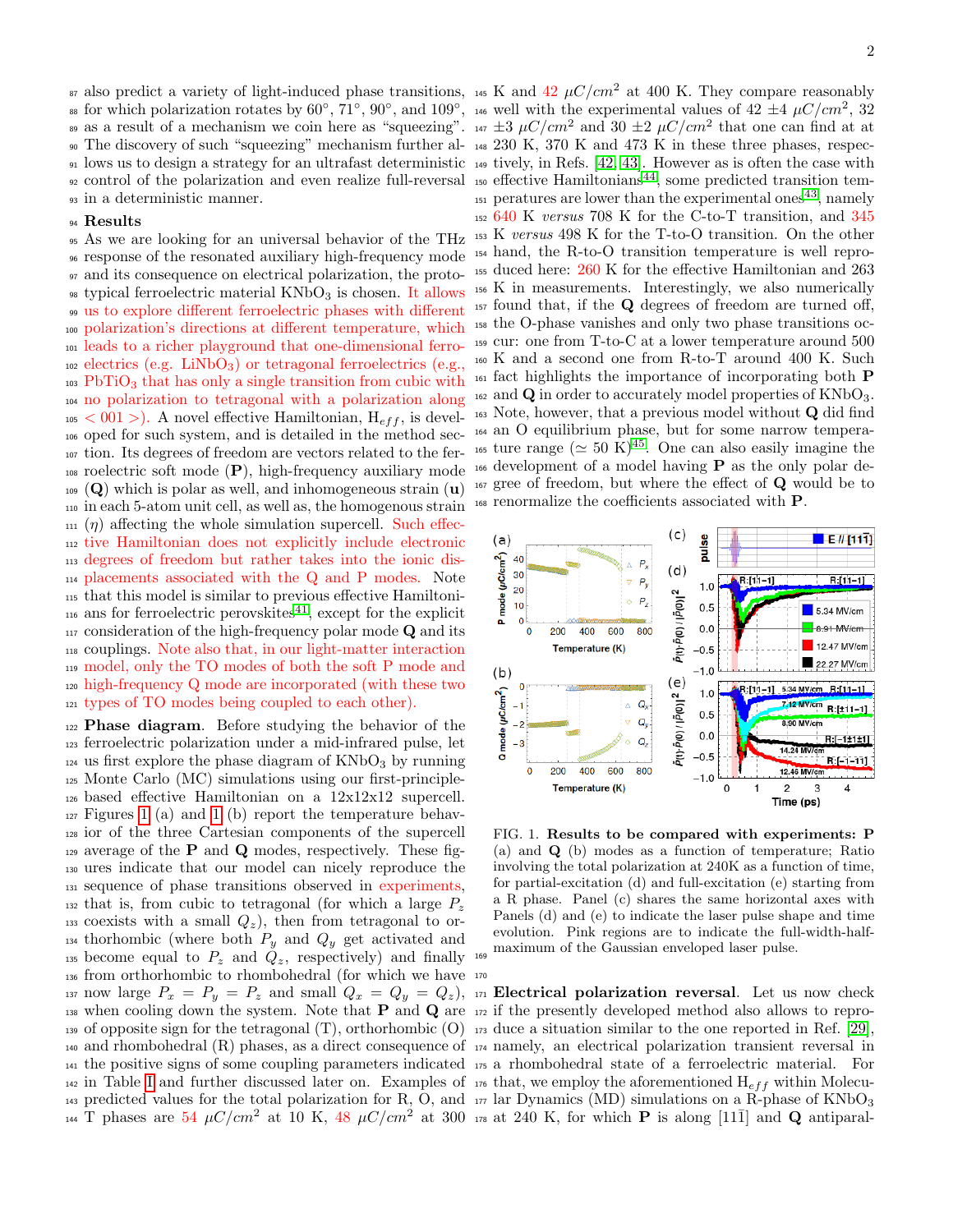also predict a variety of light-induced phase transitions, for which polarization rotates by 60°, 71°, 90°, and 109°, as a result of a mechanism we coin here as "squeezing". The discovery of such "squeezing" mechanism further allows us to design a strategy for an ultrafast deterministic control of the polarization and even realize full-reversal in a deterministic manner.

## Results

As we are looking for an universal behavior of the THz response of the resonated auxiliary high-frequency mode and its consequence on electrical polarization, the prototypical ferroelectric material $KNbO_3$ is chosen. It allows us to explore different ferroelectric phases with different polarization's directions at different temperature, which leads to a richer playground that one-dimensional ferroelectrics (e.g. $LiNbO_3$) or tetragonal ferroelectrics (e.g., $PbTiO_3$ that has only a single transition from cubic with no polarization to tetragonal with a polarization along < 001 >). A novel effective Hamiltonian, $H_{eff}$, is developed for such system, and is detailed in the method section. Its degrees of freedom are vectors related to the ferroelectric soft mode (**P**), high-frequency auxiliary mode (**Q**) which is polar as well, and inhomogeneous strain (**u**) in each 5-atom unit cell, as well as, the homogenous strain ($\eta$) affecting the whole simulation supercell. Such effective Hamiltonian does not explicitly include electronic degrees of freedom but rather takes into the ionic displacements associated with the Q and P modes. Note that this model is similar to previous effective Hamiltonians for ferroelectric perovskites[41], except for the explicit consideration of the high-frequency polar mode **Q** and its couplings. Note also that, in our light-matter interaction model, only the TO modes of both the soft P mode and high-frequency Q mode are incorporated (with these two types of TO modes being coupled to each other).

**Phase diagram.** Before studying the behavior of the ferroelectric polarization under a mid-infrared pulse, let us first explore the phase diagram of $KNbO_3$ by running Monte Carlo (MC) simulations using our first-principle-based effective Hamiltonian on a 12x12x12 supercell. Figures 1 (a) and 1 (b) report the temperature behavior of the three Cartesian components of the supercell average of the **P** and **Q** modes, respectively. These figures indicate that our model can nicely reproduce the sequence of phase transitions observed in experiments, that is, from cubic to tetragonal (for which a large $P_z$ coexists with a small $Q_z$), then from tetragonal to orthorhombic (where both $P_y$ and $Q_y$ get activated and become equal to $P_z$ and $Q_z$, respectively) and finally from orthorhombic to rhombohedral (for which we have now large $P_x = P_y = P_z$ and small $Q_x = Q_y = Q_z$), when cooling down the system. Note that **P** and **Q** are of opposite sign for the tetragonal (T), orthorhombic (O) and rhombohedral (R) phases, as a direct consequence of the positive signs of some coupling parameters indicated in Table I and further discussed later on. Examples of predicted values for the total polarization for R, O, and T phases are 54 $\mu C/cm^2$ at 10 K, 48 $\mu C/cm^2$ at 300 K and 42 $\mu C/cm^2$ at 400 K. They compare reasonably well with the experimental values of 42 $\pm$4 $\mu C/cm^2$, 32 $\pm$3 $\mu C/cm^2$ and 30 $\pm$2 $\mu C/cm^2$ that one can find at at 230 K, 370 K and 473 K in these three phases, respectively, in Refs. [42, 43]. However as is often the case with effective Hamiltonians[44], some predicted transition temperatures are lower than the experimental ones[43], namely 640 K *versus* 708 K for the C-to-T transition, and 345 K *versus* 498 K for the T-to-O transition. On the other hand, the R-to-O transition temperature is well reproduced here: 260 K for the effective Hamiltonian and 263 K in measurements. Interestingly, we also numerically found that, if the **Q** degrees of freedom are turned off, the O-phase vanishes and only two phase transitions occur: one from T-to-C at a lower temperature around 500 K and a second one from R-to-T around 400 K. Such fact highlights the importance of incorporating both **P** and **Q** in order to accurately model properties of $KNbO_3$. Note, however, that a previous model without **Q** did find an O equilibrium phase, but for some narrow temperature range ($\simeq$ 50 K)[45]. One can also easily imagine the development of a model having **P** as the only polar degree of freedom, but where the effect of **Q** would be to renormalize the coefficients associated with **P**.

FIG. 1. **Results to be compared with experiments: P** (a) and **Q** (b) modes as a function of temperature; Ratio involving the total polarization at 240K as a function of time, for partial-excitation (d) and full-excitation (e) starting from a R phase. Panel (c) shares the same horizontal axes with Panels (d) and (e) to indicate the laser pulse shape and time evolution. Pink regions are to indicate the full-width-half-maximum of the Gaussian enveloped laser pulse.

**Electrical polarization reversal**. Let us now check if the presently developed method also allows to reproduce a situation similar to the one reported in Ref. [29], namely, an electrical polarization transient reversal in a rhombohedral state of a ferroelectric material. For that, we employ the aforementioned $H_{eff}$ within Molecular Dynamics (MD) simulations on a R-phase of $KNbO_3$ at 240 K, for which **P** is along [11$\bar{1}$] and **Q** antiparal-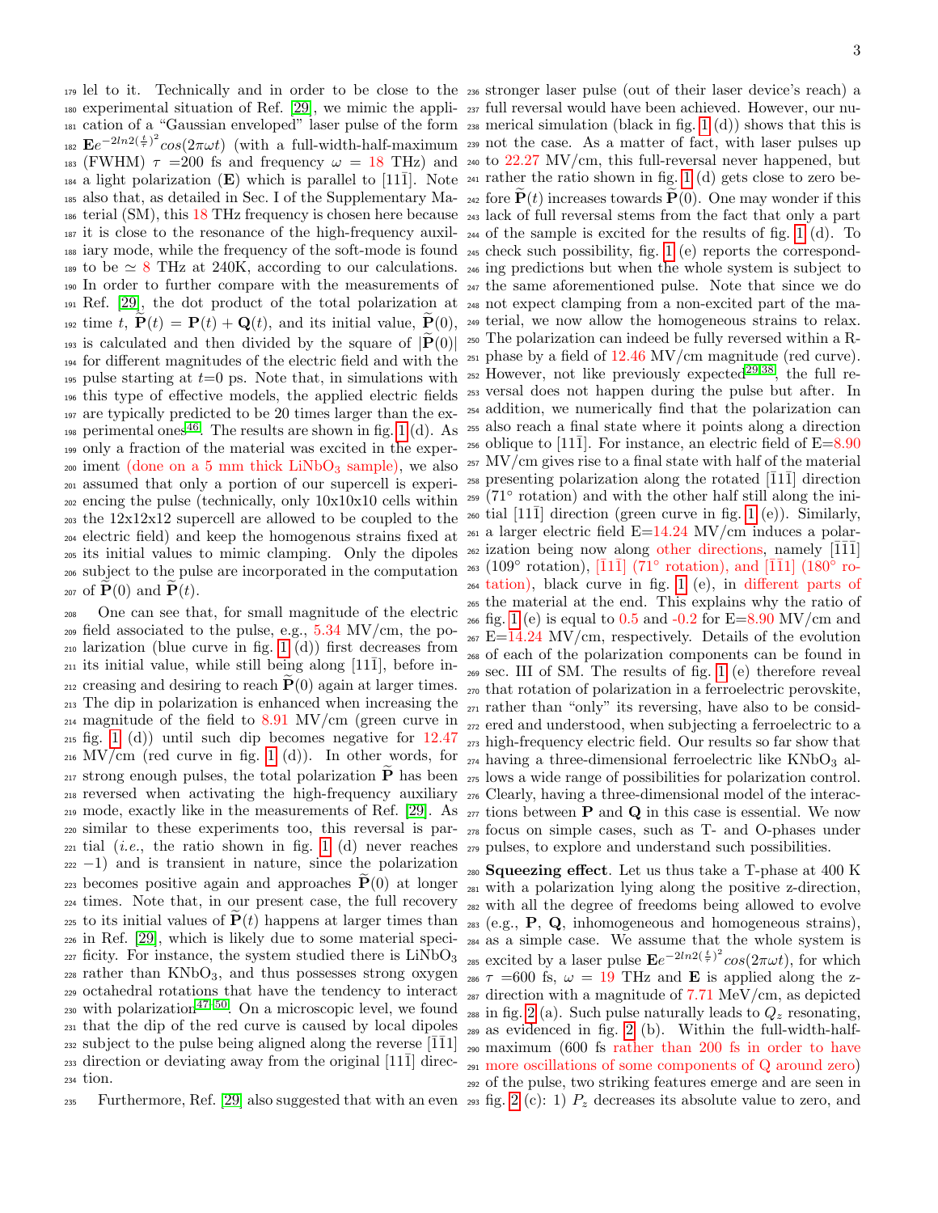lel to it. Technically and in order to be close to the experimental situation of Ref. [29], we mimic the application of a "Gaussian enveloped" laser pulse of the form $\mathbf{E}e^{-2ln2(\frac{t}{\tau})^2}cos(2\pi\omega t)$ (with a full-width-half-maximum (FWHM) $\tau$ =200 fs and frequency $\omega$ = 18 THz) and a light polarization ($\mathbf{E}$) which is parallel to [11$\bar{1}$]. Note also that, as detailed in Sec. I of the Supplementary Material (SM), this 18 THz frequency is chosen here because it is close to the resonance of the high-frequency auxiliary mode, while the frequency of the soft-mode is found to be $\simeq$ 8 THz at 240K, according to our calculations. In order to further compare with the measurements of Ref. [29], the dot product of the total polarization at time $t$, $\widetilde{\mathbf{P}}(t) = \mathbf{P}(t) + \mathbf{Q}(t)$, and its initial value, $\widetilde{\mathbf{P}}(0)$, is calculated and then divided by the square of $|\widetilde{\mathbf{P}}(0)|$ for different magnitudes of the electric field and with the pulse starting at $t$=0 ps. Note that, in simulations with this type of effective models, the applied electric fields are typically predicted to be 20 times larger than the experimental ones[46]. The results are shown in fig. 1 (d). As only a fraction of the material was excited in the experiment (done on a 5 mm thick $LiNbO_3$ sample), we also assumed that only a portion of our supercell is experiencing the pulse (technically, only 10x10x10 cells within the 12x12x12 supercell are allowed to be coupled to the electric field) and keep the homogenous strains fixed at its initial values to mimic clamping. Only the dipoles subject to the pulse are incorporated in the computation of $\widetilde{\mathbf{P}}(0)$ and $\widetilde{\mathbf{P}}(t)$.

One can see that, for small magnitude of the electric field associated to the pulse, e.g., 5.34 MV/cm, the polarization (blue curve in fig. 1 (d)) first decreases from its initial value, while still being along [11$\bar{1}$], before increasing and desiring to reach $\widetilde{\mathbf{P}}(0)$ again at larger times. The dip in polarization is enhanced when increasing the magnitude of the field to 8.91 MV/cm (green curve in fig. 1 (d)) until such dip becomes negative for 12.47 MV/cm (red curve in fig. 1 (d)). In other words, for strong enough pulses, the total polarization $\widetilde{\mathbf{P}}$ has been reversed when activating the high-frequency auxiliary mode, exactly like in the measurements of Ref. [29]. As similar to these experiments too, this reversal is partial (*i.e.*, the ratio shown in fig. 1 (d) never reaches $-1$) and is transient in nature, since the polarization becomes positive again and approaches $\widetilde{\mathbf{P}}(0)$ at longer times. Note that, in our present case, the full recovery to its initial values of $\widetilde{\mathbf{P}}(t)$ happens at larger times than in Ref. [29], which is likely due to some material specificity. For instance, the system studied there is $LiNbO_3$ rather than $KNbO_3$, and thus possesses strong oxygen octahedral rotations that have the tendency to interact with polarization[47–50]. On a microscopic level, we found that the dip of the red curve is caused by local dipoles subject to the pulse being aligned along the reverse [$\bar{1}\bar{1}$1] direction or deviating away from the original [11$\bar{1}$] direction.

Furthermore, Ref. [29] also suggested that with an even stronger laser pulse (out of their laser device's reach) a full reversal would have been achieved. However, our numerical simulation (black in fig. 1 (d)) shows that this is not the case. As a matter of fact, with laser pulses up to 22.27 MV/cm, this full-reversal never happened, but rather the ratio shown in fig. 1 (d) gets close to zero before $\widetilde{\mathbf{P}}(t)$ increases towards $\widetilde{\mathbf{P}}(0)$. One may wonder if this lack of full reversal stems from the fact that only a part of the sample is excited for the results of fig. 1 (d). To check such possibility, fig. 1 (e) reports the corresponding predictions but when the whole system is subject to the same aforementioned pulse. Note that since we do not expect clamping from a non-excited part of the material, we now allow the homogeneous strains to relax. The polarization can indeed be fully reversed within a R-phase by a field of 12.46 MV/cm magnitude (red curve). However, not like previously expected[29,38], the full reversal does not happen during the pulse but after. In addition, we numerically find that the polarization can also reach a final state where it points along a direction oblique to [11$\bar{1}$]. For instance, an electric field of E=8.90 MV/cm gives rise to a final state with half of the material presenting polarization along the rotated [$\bar{1}$1$\bar{1}$] direction (71° rotation) and with the other half still along the initial [11$\bar{1}$] direction (green curve in fig. 1 (e)). Similarly, a larger electric field E=14.24 MV/cm induces a polarization being now along other directions, namely [1$\bar{1}$1] (109° rotation), [$\bar{1}$1$\bar{1}$] (71° rotation), and [$\bar{1}\bar{1}$1] (180° rotation), black curve in fig. 1 (e), in different parts of the material at the end. This explains why the ratio of fig. 1 (e) is equal to 0.5 and -0.2 for E=8.90 MV/cm and E=14.24 MV/cm, respectively. Details of the evolution of each of the polarization components can be found in sec. III of SM. The results of fig. 1 (e) therefore reveal that rotation of polarization in a ferroelectric perovskite, rather than "only" its reversing, have also to be considered and understood, when subjecting a ferroelectric to a high-frequency electric field. Our results so far show that having a three-dimensional ferroelectric like $KNbO_3$ allows a wide range of possibilities for polarization control. Clearly, having a three-dimensional model of the interactions between $\mathbf{P}$ and $\mathbf{Q}$ in this case is essential. We now focus on simple cases, such as T- and O-phases under pulses, to explore and understand such possibilities.

**Squeezing effect**. Let us thus take a T-phase at 400 K with a polarization lying along the positive z-direction, with all the degree of freedoms being allowed to evolve (e.g., $\mathbf{P}$, $\mathbf{Q}$, inhomogeneous and homogeneous strains), as a simple case. We assume that the whole system is excited by a laser pulse $\mathbf{E}e^{-2ln2(\frac{t}{\tau})^2}cos(2\pi\omega t)$, for which $\tau$ =600 fs, $\omega$ = 19 THz and $\mathbf{E}$ is applied along the z-direction with a magnitude of 7.71 MeV/cm, as depicted in fig. 2 (a). Such pulse naturally leads to $Q_z$ resonating, as evidenced in fig. 2 (b). Within the full-width-half-maximum (600 fs rather than 200 fs in order to have more oscillations of some components of Q around zero) of the pulse, two striking features emerge and are seen in fig. 2 (c): 1) $P_z$ decreases its absolute value to zero, and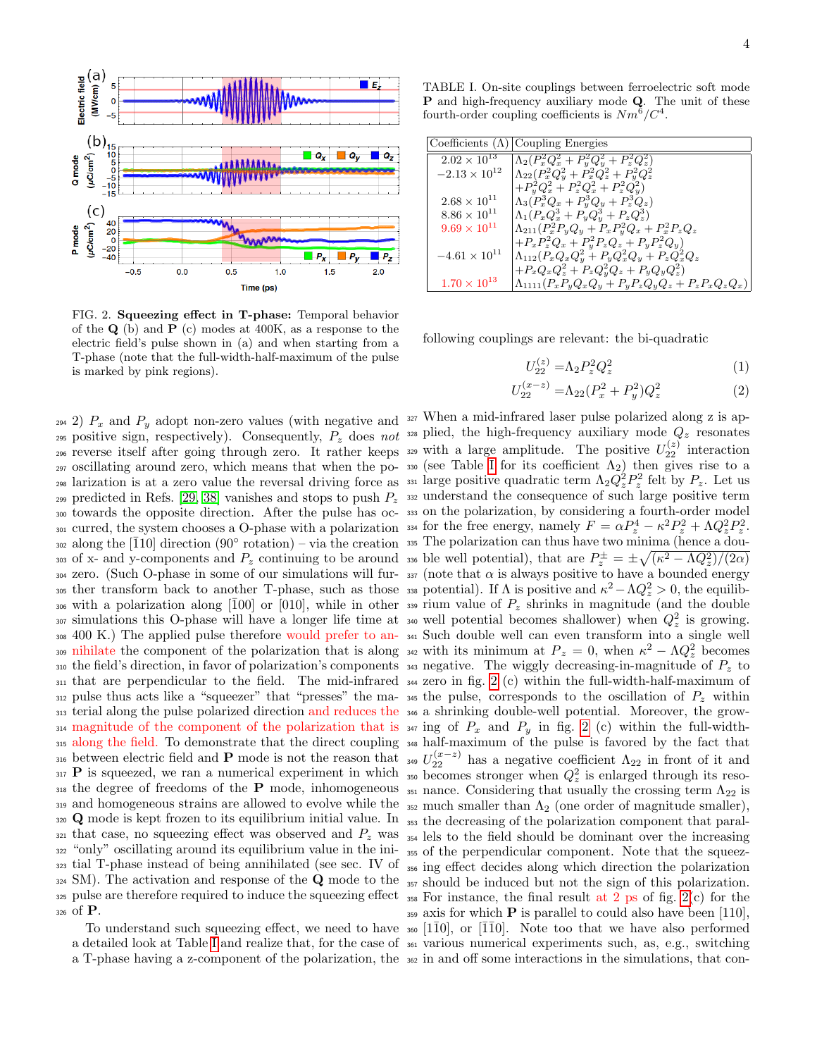FIG. 2. **Squeezing effect in T-phase:** Temporal behavior of the **Q** (b) and **P** (c) modes at 400K, as a response to the electric field's pulse shown in (a) and when starting from a T-phase (note that the full-width-half-maximum of the pulse is marked by pink regions).

2) $P_x$ and $P_y$ adopt non-zero values (with negative and positive sign, respectively). Consequently, $P_z$ does *not* reverse itself after going through zero. It rather keeps oscillating around zero, which means that when the polarization is at a zero value the reversal driving force as predicted in Refs. [29, 38] vanishes and stops to push $P_z$ towards the opposite direction. After the pulse has occurred, the system chooses a O-phase with a polarization along the $[\bar{1}10]$ direction (90° rotation) – via the creation of x- and y-components and $P_z$ continuing to be around zero. (Such O-phase in some of our simulations will further transform back to another T-phase, such as those with a polarization along $[\bar{1}00]$ or [010], while in other simulations this O-phase will have a longer life time at 400 K.) The applied pulse therefore would prefer to annihilate the component of the polarization that is along the field's direction, in favor of polarization's components that are perpendicular to the field. The mid-infrared pulse thus acts like a "squeezer" that "presses" the material along the pulse polarized direction and reduces the magnitude of the component of the polarization that is along the field. To demonstrate that the direct coupling between electric field and **P** mode is not the reason that **P** is squeezed, we ran a numerical experiment in which the degree of freedoms of the **P** mode, inhomogeneous and homogeneous strains are allowed to evolve while the **Q** mode is kept frozen to its equilibrium initial value. In that case, no squeezing effect was observed and $P_z$ was "only" oscillating around its equilibrium value in the initial T-phase instead of being annihilated (see sec. IV of SM). The activation and response of the **Q** mode to the pulse are therefore required to induce the squeezing effect of **P**.

To understand such squeezing effect, we need to have a detailed look at Table I and realize that, for the case of a T-phase having a z-component of the polarization, the following couplings are relevant: the bi-quadratic

TABLE I. On-site couplings between ferroelectric soft mode **P** and high-frequency auxiliary mode **Q**. The unit of these fourth-order coupling coefficients is $Nm^6/C^4$.

| Coefficients (Λ) | Coupling Energies |
|---|---|
| $2.02 \times 10^{13}$ | $\Lambda_2(P_x^2Q_x^2 + P_y^2Q_y^2 + P_z^2Q_z^2)$ |
| $-2.13 \times 10^{12}$ | $\Lambda_{22}(P_x^2Q_y^2 + P_x^2Q_z^2 + P_y^2Q_x^2 + P_y^2Q_z^2 + P_z^2Q_x^2 + P_z^2Q_y^2)$ |
| $2.68 \times 10^{11}$ | $\Lambda_3(P_x^3Q_x + P_y^3Q_y + P_z^3Q_z)$ |
| $8.86 \times 10^{11}$ | $\Lambda_1(P_xQ_x^3 + P_yQ_y^3 + P_zQ_z^3)$ |
| $9.69 \times 10^{11}$ | $\Lambda_{211}(P_x^2P_yQ_y + P_xP_y^2Q_x + P_x^2P_zQ_z + P_xP_z^2Q_x + P_y^2P_zQ_z + P_yP_z^2Q_y)$ |
| $-4.61 \times 10^{11}$ | $\Lambda_{112}(P_xQ_xQ_y^2 + P_yQ_x^2Q_y + P_zQ_x^2Q_z + P_xQ_xQ_z^2 + P_zQ_y^2Q_z + P_yQ_yQ_z^2)$ |
| $1.70 \times 10^{13}$ | $\Lambda_{1111}(P_xP_yQ_xQ_y + P_yP_zQ_yQ_z + P_zP_xQ_zQ_x)$ |

$$U_{22}^{(z)} = \Lambda_2 P_z^2 Q_z^2 \tag{1}$$

$$U_{22}^{(x-z)} = \Lambda_{22}(P_x^2 + P_y^2)Q_z^2 \tag{2}$$

When a mid-infrared laser pulse polarized along z is applied, the high-frequency auxiliary mode $Q_z$ resonates with a large amplitude. The positive $U_{22}^{(z)}$ interaction (see Table I for its coefficient $\Lambda_2$) then gives rise to a large positive quadratic term $\Lambda_2 Q_z^2 P_z^2$ felt by $P_z$. Let us understand the consequence of such large positive term on the polarization, by considering a fourth-order model for the free energy, namely $F = \alpha P_z^4 - \kappa^2 P_z^2 + \Lambda Q_z^2 P_z^2$. The polarization can thus have two minima (hence a double well potential), that are $P_z^{\pm} = \pm\sqrt{(\kappa^2 - \Lambda Q_z^2)/(2\alpha)}$ (note that $\alpha$ is always positive to have a bounded energy potential). If $\Lambda$ is positive and $\kappa^2 - \Lambda Q_z^2 > 0$, the equilibrium value of $P_z$ shrinks in magnitude (and the double well potential becomes shallower) when $Q_z^2$ is growing. Such double well can even transform into a single well with its minimum at $P_z = 0$, when $\kappa^2 - \Lambda Q_z^2$ becomes negative. The wiggly decreasing-in-magnitude of $P_z$ to zero in fig. 2 (c) within the full-width-half-maximum of the pulse, corresponds to the oscillation of $P_z$ within a shrinking double-well potential. Moreover, the growing of $P_x$ and $P_y$ in fig. 2 (c) within the full-width-half-maximum of the pulse is favored by the fact that $U_{22}^{(x-z)}$ has a negative coefficient $\Lambda_{22}$ in front of it and becomes stronger when $Q_z^2$ is enlarged through its resonance. Considering that usually the crossing term $\Lambda_{22}$ is much smaller than $\Lambda_2$ (one order of magnitude smaller), the decreasing of the polarization component that parallels to the field should be dominant over the increasing of the perpendicular component. Note that the squeezing effect decides along which direction the polarization should be induced but not the sign of this polarization. For instance, the final result at 2 ps of fig. 2(c) for the axis for which **P** is parallel to could also have been [110], $[1\bar{1}0]$, or $[\bar{1}\bar{1}0]$. Note too that we have also performed various numerical experiments such, as, e.g., switching in and off some interactions in the simulations, that con-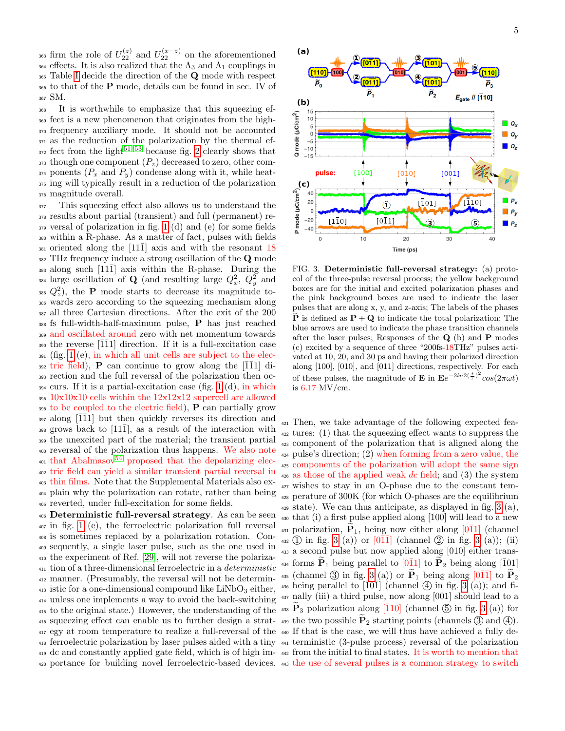firm the role of $U_{22}^{(z)}$ and $U_{22}^{(x-z)}$ on the aforementioned effects. It is also realized that the $\Lambda_3$ and $\Lambda_1$ couplings in Table I decide the direction of the **Q** mode with respect to that of the **P** mode, details can be found in sec. IV of SM.

It is worthwhile to emphasize that this squeezing effect is a new phenomenon that originates from the high-frequency auxiliary mode. It should not be accounted as the reduction of the polarization by the thermal effect from the light[51–53] because fig. 2 clearly shows that though one component ($P_z$) decreased to zero, other components ($P_x$ and $P_y$) condense along with it, while heating will typically result in a reduction of the polarization magnitude overall.

This squeezing effect also allows us to understand the results about partial (transient) and full (permanent) reversal of polarization in fig. 1 (d) and (e) for some fields within a R-phase. As a matter of fact, pulses with fields oriented along the $[11\bar{1}]$ axis and with the resonant 18 THz frequency induce a strong oscillation of the **Q** mode along such $[11\bar{1}]$ axis within the R-phase. During the large oscillation of **Q** (and resulting large $Q_x^2$, $Q_y^2$ and $Q_z^2$), the **P** mode starts to decrease its magnitude towards zero according to the squeezing mechanism along all three Cartesian directions. After the exit of the 200 fs full-width-half-maximum pulse, **P** has just reached and oscillated around zero with net momentum towards the reverse $[\bar{1}\bar{1}1]$ direction. If it is a full-excitation case (fig. 1 (e), in which all unit cells are subject to the electric field), **P** can continue to grow along the $[\bar{1}\bar{1}1]$ direction and the full reversal of the polarization then occurs. If it is a partial-excitation case (fig. 1 (d), in which 10x10x10 cells within the 12x12x12 supercell are allowed to be coupled to the electric field), **P** can partially grow along $[\bar{1}\bar{1}1]$ but then quickly reverses its direction and grows back to $[11\bar{1}]$, as a result of the interaction with the unexcited part of the material; the transient partial reversal of the polarization thus happens. We also note that Abalmasov[54] proposed that the depolarizing electric field can yield a similar transient partial reversal in thin films. Note that the Supplemental Materials also explain why the polarization can rotate, rather than being reverted, under full-excitation for some fields.

**Deterministic full-reversal strategy**. As can be seen in fig. 1 (e), the ferroelectric polarization full reversal is sometimes replaced by a polarization rotation. Consequently, a single laser pulse, such as the one used in the experiment of Ref. [29], will not reverse the polarization of a three-dimensional ferroelectric in a *deterministic* manner. (Presumably, the reversal will not be deterministic for a one-dimensional compound like $LiNbO_3$ either, unless one implements a way to avoid the back-switching to the original state.) However, the understanding of the squeezing effect can enable us to further design a strategy at room temperature to realize a full-reversal of the ferroelectric polarization by laser pulses aided with a tiny dc and constantly applied gate field, which is of high importance for building novel ferroelectric-based devices.

FIG. 3. **Deterministic full-reversal strategy:** (a) protocol of the three-pulse reversal process; the yellow background boxes are for the initial and excited polarization phases and the pink background boxes are used to indicate the laser pulses that are along x, y, and z-axis; The labels of the phases $\widetilde{\mathbf{P}}$ is defined as $\mathbf{P}+\mathbf{Q}$ to indicate the total polarization; The blue arrows are used to indicate the phase transition channels after the laser pulses; Responses of the **Q** (b) and **P** modes (c) excited by a sequence of three "200fs-18THz" pulses activated at 10, 20, and 30 ps and having their polarized direction along [100], [010], and [011] directions, respectively. For each of these pulses, the magnitude of **E** in $\mathbf{E}e^{-2ln2(\frac{t}{\tau})^2}cos(2\pi\omega t)$ is 6.17 MV/cm.

Then, we take advantage of the following expected features: (1) that the squeezing effect wants to suppress the component of the polarization that is aligned along the pulse's direction; (2) when forming from a zero value, the components of the polarization will adopt the same sign as those of the applied weak *dc* field; and (3) the system wishes to stay in an O-phase due to the constant temperature of 300K (for which O-phases are the equilibrium state). We can thus anticipate, as displayed in fig. 3 (a), that (i) a first pulse applied along [100] will lead to a new polarization, $\widetilde{\mathbf{P}}_1$, being now either along $[0\bar{1}1]$ (channel ① in fig. 3 (a)) or $[01\bar{1}]$ (channel ② in fig. 3 (a)); (ii) a second pulse but now applied along [010] either transforms $\widetilde{\mathbf{P}}_1$ being parallel to $[0\bar{1}1]$ to $\widetilde{\mathbf{P}}_2$ being along $[\bar{1}01]$ (channel ③ in fig. 3 (a)) or $\widetilde{\mathbf{P}}_1$ being along $[0\bar{1}\bar{1}]$ to $\widetilde{\mathbf{P}}_2$ being parallel to $[\bar{1}0\bar{1}]$ (channel ④ in fig. 3 (a)); and finally (iii) a third pulse, now along [001] should lead to a $\widetilde{\mathbf{P}}_3$ polarization along $[\bar{1}10]$ (channel ⑤ in fig. 3 (a)) for the two possible $\widetilde{\mathbf{P}}_2$ starting points (channels ③ and ④). If that is the case, we will thus have achieved a fully deterministic (3-pulse process) reversal of the polarization from the initial to final states. It is worth to mention that the use of several pulses is a common strategy to switch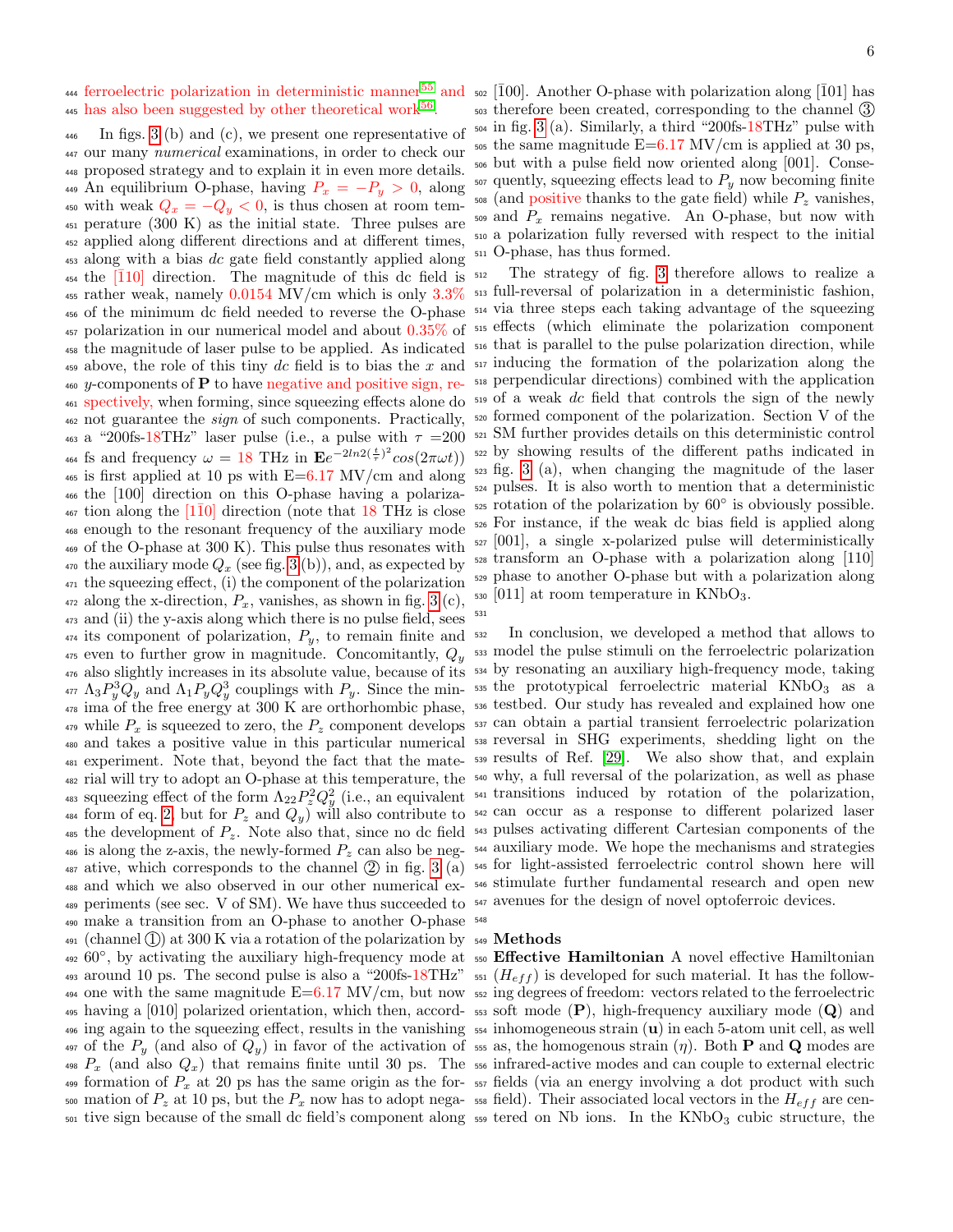ferroelectric polarization in deterministic manner[55] and has also been suggested by other theoretical work[56].

In figs. 3 (b) and (c), we present one representative of our many *numerical* examinations, in order to check our proposed strategy and to explain it in even more details. An equilibrium O-phase, having $P_x = -P_y > 0$, along with weak $Q_x = -Q_y < 0$, is thus chosen at room temperature (300 K) as the initial state. Three pulses are applied along different directions and at different times, along with a bias *dc* gate field constantly applied along the $[\bar{1}10]$ direction. The magnitude of this dc field is rather weak, namely 0.0154 MV/cm which is only 3.3% of the minimum dc field needed to reverse the O-phase polarization in our numerical model and about 0.35% of the magnitude of laser pulse to be applied. As indicated above, the role of this tiny *dc* field is to bias the $x$ and $y$-components of $\mathbf{P}$ to have negative and positive sign, respectively, when forming, since squeezing effects alone do not guarantee the *sign* of such components. Practically, a "200fs-18THz" laser pulse (i.e., a pulse with $\tau = 200$ fs and frequency $\omega = 18$ THz in $\mathbf{E}e^{-2ln2(\frac{t}{\tau})^2}cos(2\pi\omega t)$) is first applied at 10 ps with E=6.17 MV/cm and along the [100] direction on this O-phase having a polarization along the $[1\bar{1}0]$ direction (note that 18 THz is close enough to the resonant frequency of the auxiliary mode of the O-phase at 300 K). This pulse thus resonates with the auxiliary mode $Q_x$ (see fig. 3 (b)), and, as expected by the squeezing effect, (i) the component of the polarization along the x-direction, $P_x$, vanishes, as shown in fig. 3 (c), and (ii) the y-axis along which there is no pulse field, sees its component of polarization, $P_y$, to remain finite and even to further grow in magnitude. Concomitantly, $Q_y$ also slightly increases in its absolute value, because of its $\Lambda_3 P_y^3 Q_y$ and $\Lambda_1 P_y Q_y^3$ couplings with $P_y$. Since the minima of the free energy at 300 K are orthorhombic phase, while $P_x$ is squeezed to zero, the $P_z$ component develops and takes a positive value in this particular numerical experiment. Note that, beyond the fact that the material will try to adopt an O-phase at this temperature, the squeezing effect of the form $\Lambda_{22} P_z^2 Q_y^2$ (i.e., an equivalent form of eq. 2, but for $P_z$ and $Q_y$) will also contribute to the development of $P_z$. Note also that, since no dc field is along the z-axis, the newly-formed $P_z$ can also be negative, which corresponds to the channel ② in fig. 3 (a) and which we also observed in our other numerical experiments (see sec. V of SM). We have thus succeeded to make a transition from an O-phase to another O-phase (channel ①) at 300 K via a rotation of the polarization by 60°, by activating the auxiliary high-frequency mode at around 10 ps. The second pulse is also a "200fs-18THz" one with the same magnitude E=6.17 MV/cm, but now having a [010] polarized orientation, which then, according again to the squeezing effect, results in the vanishing of the $P_y$ (and also of $Q_y$) in favor of the activation of $P_x$ (and also $Q_x$) that remains finite until 30 ps. The formation of $P_x$ at 20 ps has the same origin as the formation of $P_z$ at 10 ps, but the $P_x$ now has to adopt negative sign because of the small dc field's component along $[\bar{1}00]$. Another O-phase with polarization along $[\bar{1}01]$ has therefore been created, corresponding to the channel ③ in fig. 3 (a). Similarly, a third "200fs-18THz" pulse with the same magnitude E=6.17 MV/cm is applied at 30 ps, but with a pulse field now oriented along [001]. Consequently, squeezing effects lead to $P_y$ now becoming finite (and positive thanks to the gate field) while $P_z$ vanishes, and $P_x$ remains negative. An O-phase, but now with a polarization fully reversed with respect to the initial O-phase, has thus formed.

The strategy of fig. 3 therefore allows to realize a full-reversal of polarization in a deterministic fashion, via three steps each taking advantage of the squeezing effects (which eliminate the polarization component that is parallel to the pulse polarization direction, while inducing the formation of the polarization along the perpendicular directions) combined with the application of a weak *dc* field that controls the sign of the newly formed component of the polarization. Section V of the SM further provides details on this deterministic control by showing results of the different paths indicated in fig. 3 (a), when changing the magnitude of the laser pulses. It is also worth to mention that a deterministic rotation of the polarization by 60° is obviously possible. For instance, if the weak dc bias field is applied along [001], a single x-polarized pulse will deterministically transform an O-phase with a polarization along [110] phase to another O-phase but with a polarization along [011] at room temperature in $KNbO_3$.

In conclusion, we developed a method that allows to model the pulse stimuli on the ferroelectric polarization by resonating an auxiliary high-frequency mode, taking the prototypical ferroelectric material $KNbO_3$ as a testbed. Our study has revealed and explained how one can obtain a partial transient ferroelectric polarization reversal in SHG experiments, shedding light on the results of Ref. [29]. We also show that, and explain why, a full reversal of the polarization, as well as phase transitions induced by rotation of the polarization, can occur as a response to different polarized laser pulses activating different Cartesian components of the auxiliary mode. We hope the mechanisms and strategies for light-assisted ferroelectric control shown here will stimulate further fundamental research and open new avenues for the design of novel optoferroic devices.

## Methods

**Effective Hamiltonian** A novel effective Hamiltonian ($H_{eff}$) is developed for such material. It has the following degrees of freedom: vectors related to the ferroelectric soft mode ($\mathbf{P}$), high-frequency auxiliary mode ($\mathbf{Q}$) and inhomogeneous strain ($\mathbf{u}$) in each 5-atom unit cell, as well as, the homogenous strain ($\eta$). Both $\mathbf{P}$ and $\mathbf{Q}$ modes are infrared-active modes and can couple to external electric fields (via an energy involving a dot product with such field). Their associated local vectors in the $H_{eff}$ are centered on Nb ions. In the $KNbO_3$ cubic structure, the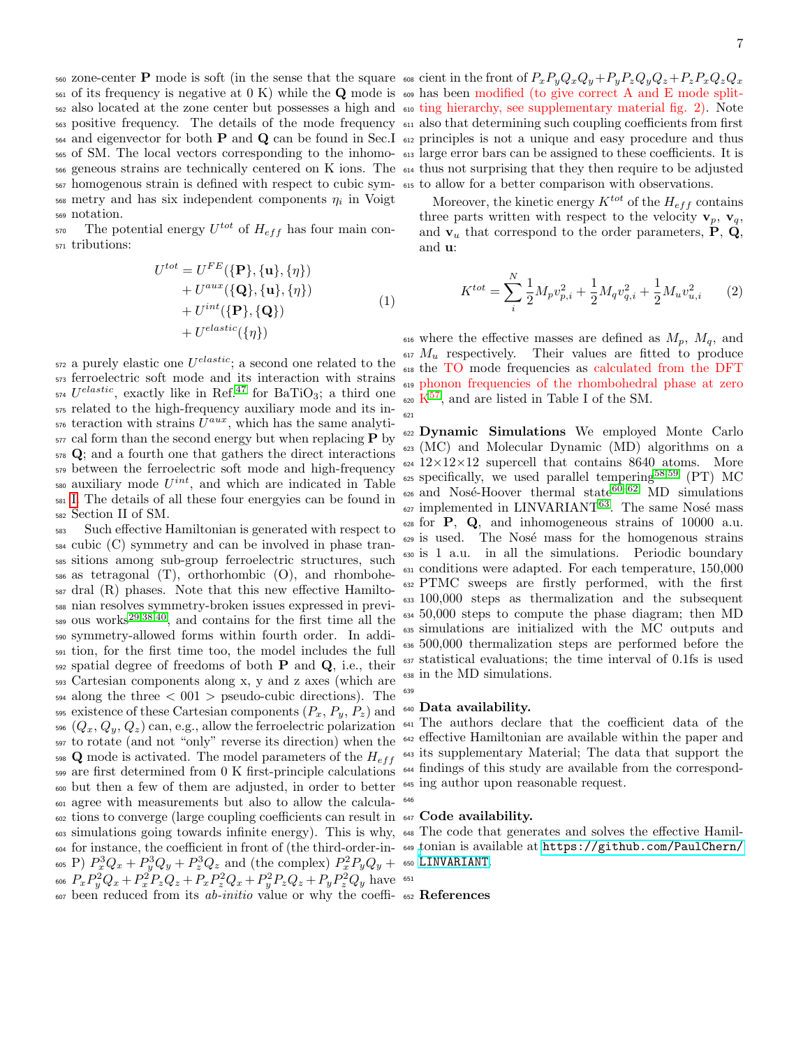zone-center **P** mode is soft (in the sense that the square of its frequency is negative at 0 K) while the **Q** mode is also located at the zone center but possesses a high and positive frequency. The details of the mode frequency and eigenvector for both **P** and **Q** can be found in Sec.I of SM. The local vectors corresponding to the inhomogeneous strains are technically centered on K ions. The homogenous strain is defined with respect to cubic symmetry and has six independent components $\eta_i$ in Voigt notation.

The potential energy $U^{tot}$ of $H_{eff}$ has four main contributions:

$$
\begin{aligned}
U^{tot} &= U^{FE}(\{\mathbf{P}\},\{\mathbf{u}\},\{\eta\}) \\
&+ U^{aux}(\{\mathbf{Q}\},\{\mathbf{u}\},\{\eta\}) \\
&+ U^{int}(\{\mathbf{P}\},\{\mathbf{Q}\}) \\
&+ U^{elastic}(\{\eta\})
\end{aligned}
\tag{1}
$$

a purely elastic one $U^{elastic}$; a second one related to the ferroelectric soft mode and its interaction with strains $U^{elastic}$, exactly like in Ref.[47] for $BaTiO_3$; a third one related to the high-frequency auxiliary mode and its interaction with strains $U^{aux}$, which has the same analytical form than the second energy but when replacing **P** by **Q**; and a fourth one that gathers the direct interactions between the ferroelectric soft mode and high-frequency auxiliary mode $U^{int}$, and which are indicated in Table I. The details of all these four energyies can be found in Section II of SM.

Such effective Hamiltonian is generated with respect to cubic (C) symmetry and can be involved in phase transitions among sub-group ferroelectric structures, such as tetragonal (T), orthorhombic (O), and rhombohedral (R) phases. Note that this new effective Hamiltonian resolves symmetry-broken issues expressed in previous works[29,38,40], and contains for the first time all the symmetry-allowed forms within fourth order. In addition, for the first time too, the model includes the full spatial degree of freedoms of both **P** and **Q**, i.e., their Cartesian components along x, y and z axes (which are along the three $<001>$ pseudo-cubic directions). The existence of these Cartesian components ($P_x$, $P_y$, $P_z$) and ($Q_x$, $Q_y$, $Q_z$) can, e.g., allow the ferroelectric polarization to rotate (and not "only" reverse its direction) when the **Q** mode is activated. The model parameters of the $H_{eff}$ are first determined from 0 K first-principle calculations but then a few of them are adjusted, in order to better agree with measurements but also to allow the calculations to converge (large coupling coefficients can result in simulations going towards infinite energy). This is why, for instance, the coefficient in front of (the third-order-in-P) $P_x^3Q_x + P_y^3Q_y + P_z^3Q_z$ and (the complex) $P_x^2P_yQ_y + P_xP_y^2Q_x + P_x^2P_zQ_z + P_xP_z^2Q_x + P_y^2P_zQ_z + P_yP_z^2Q_y$ have been reduced from its *ab-initio* value or why the coefficient in the front of $P_xP_yQ_xQ_y + P_yP_zQ_yQ_z + P_zP_xQ_zQ_x$ has been modified (to give correct A and E mode splitting hierarchy, see supplementary material fig. 2). Note also that determining such coupling coefficients from first principles is not a unique and easy procedure and thus large error bars can be assigned to these coefficients. It is thus not surprising that they then require to be adjusted to allow for a better comparison with observations.

Moreover, the kinetic energy $K^{tot}$ of the $H_{eff}$ contains three parts written with respect to the velocity $\mathbf{v}_p$, $\mathbf{v}_q$, and $\mathbf{v}_u$ that correspond to the order parameters, **P**, **Q**, and **u**:

$$
K^{tot} = \sum_i^N \frac{1}{2}M_p v_{p,i}^2 + \frac{1}{2}M_q v_{q,i}^2 + \frac{1}{2}M_u v_{u,i}^2 \tag{2}
$$

where the effective masses are defined as $M_p$, $M_q$, and $M_u$ respectively. Their values are fitted to produce the TO mode frequencies as calculated from the DFT phonon frequencies of the rhombohedral phase at zero K[57], and are listed in Table I of the SM.

**Dynamic Simulations** We employed Monte Carlo (MC) and Molecular Dynamic (MD) algorithms on a $12\times12\times12$ supercell that contains 8640 atoms. More specifically, we used parallel tempering[58,59] (PT) MC and Nosé-Hoover thermal state[60–62] MD simulations implemented in LINVARIANT[63]. The same Nosé mass for **P**, **Q**, and inhomogeneous strains of 10000 a.u. is used. The Nosé mass for the homogenous strains is 1 a.u. in all the simulations. Periodic boundary conditions were adapted. For each temperature, 150,000 PTMC sweeps are firstly performed, with the first 100,000 steps as thermalization and the subsequent 50,000 steps to compute the phase diagram; then MD simulations are initialized with the MC outputs and 500,000 thermalization steps are performed before the statistical evaluations; the time interval of 0.1fs is used in the MD simulations.

## Data availability.

The authors declare that the coefficient data of the effective Hamiltonian are available within the paper and its supplementary Material; The data that support the findings of this study are available from the corresponding author upon reasonable request.

## Code availability.

The code that generates and solves the effective Hamiltonian is available at https://github.com/PaulChern/LINVARIANT.

## References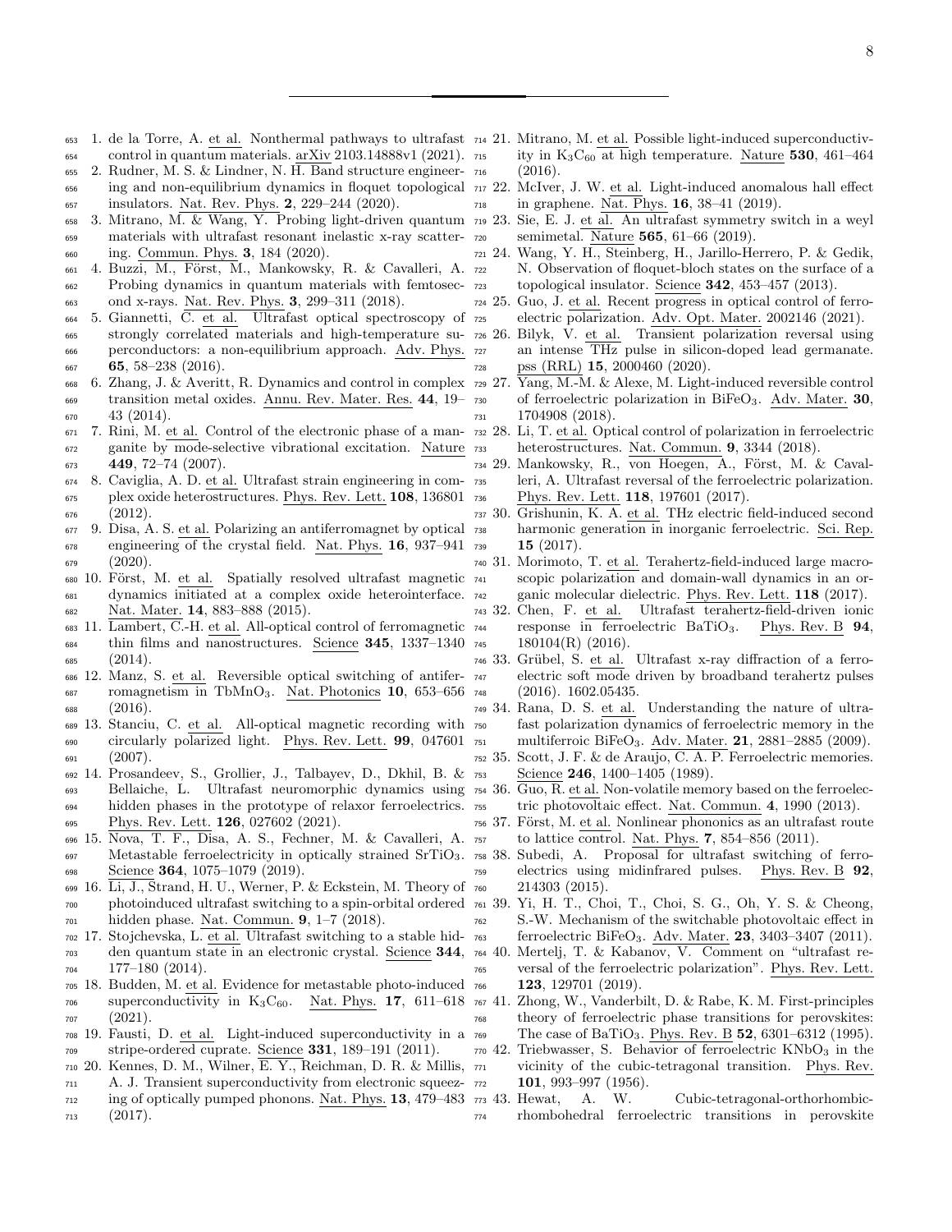1. de la Torre, A. et al. Nonthermal pathways to ultrafast control in quantum materials. arXiv 2103.14888v1 (2021).
2. Rudner, M. S. & Lindner, N. H. Band structure engineering and non-equilibrium dynamics in floquet topological insulators. Nat. Rev. Phys. **2**, 229–244 (2020).
3. Mitrano, M. & Wang, Y. Probing light-driven quantum materials with ultrafast resonant inelastic x-ray scattering. Commun. Phys. **3**, 184 (2020).
4. Buzzi, M., Först, M., Mankowsky, R. & Cavalleri, A. Probing dynamics in quantum materials with femtosecond x-rays. Nat. Rev. Phys. **3**, 299–311 (2018).
5. Giannetti, C. et al. Ultrafast optical spectroscopy of strongly correlated materials and high-temperature superconductors: a non-equilibrium approach. Adv. Phys. **65**, 58–238 (2016).
6. Zhang, J. & Averitt, R. Dynamics and control in complex transition metal oxides. Annu. Rev. Mater. Res. **44**, 19–43 (2014).
7. Rini, M. et al. Control of the electronic phase of a manganite by mode-selective vibrational excitation. Nature **449**, 72–74 (2007).
8. Caviglia, A. D. et al. Ultrafast strain engineering in complex oxide heterostructures. Phys. Rev. Lett. **108**, 136801 (2012).
9. Disa, A. S. et al. Polarizing an antiferromagnet by optical engineering of the crystal field. Nat. Phys. **16**, 937–941 (2020).
10. Först, M. et al. Spatially resolved ultrafast magnetic dynamics initiated at a complex oxide heterointerface. Nat. Mater. **14**, 883–888 (2015).
11. Lambert, C.-H. et al. All-optical control of ferromagnetic thin films and nanostructures. Science **345**, 1337–1340 (2014).
12. Manz, S. et al. Reversible optical switching of antiferromagnetism in $TbMnO_3$. Nat. Photonics **10**, 653–656 (2016).
13. Stanciu, C. et al. All-optical magnetic recording with circularly polarized light. Phys. Rev. Lett. **99**, 047601 (2007).
14. Prosandeev, S., Grollier, J., Talbayev, D., Dkhil, B. & Bellaiche, L. Ultrafast neuromorphic dynamics using hidden phases in the prototype of relaxor ferroelectrics. Phys. Rev. Lett. **126**, 027602 (2021).
15. Nova, T. F., Disa, A. S., Fechner, M. & Cavalleri, A. Metastable ferroelectricity in optically strained $SrTiO_3$. Science **364**, 1075–1079 (2019).
16. Li, J., Strand, H. U., Werner, P. & Eckstein, M. Theory of photoinduced ultrafast switching to a spin-orbital ordered hidden phase. Nat. Commun. **9**, 1–7 (2018).
17. Stojchevska, L. et al. Ultrafast switching to a stable hidden quantum state in an electronic crystal. Science **344**, 177–180 (2014).
18. Budden, M. et al. Evidence for metastable photo-induced superconductivity in $K_3C_{60}$. Nat. Phys. **17**, 611–618 (2021).
19. Fausti, D. et al. Light-induced superconductivity in a stripe-ordered cuprate. Science **331**, 189–191 (2011).
20. Kennes, D. M., Wilner, E. Y., Reichman, D. R. & Millis, A. J. Transient superconductivity from electronic squeezing of optically pumped phonons. Nat. Phys. **13**, 479–483 (2017).
21. Mitrano, M. et al. Possible light-induced superconductivity in $K_3C_{60}$ at high temperature. Nature **530**, 461–464 (2016).
22. McIver, J. W. et al. Light-induced anomalous hall effect in graphene. Nat. Phys. **16**, 38–41 (2019).
23. Sie, E. J. et al. An ultrafast symmetry switch in a weyl semimetal. Nature **565**, 61–66 (2019).
24. Wang, Y. H., Steinberg, H., Jarillo-Herrero, P. & Gedik, N. Observation of floquet-bloch states on the surface of a topological insulator. Science **342**, 453–457 (2013).
25. Guo, J. et al. Recent progress in optical control of ferroelectric polarization. Adv. Opt. Mater. 2002146 (2021).
26. Bilyk, V. et al. Transient polarization reversal using an intense THz pulse in silicon-doped lead germanate. pss (RRL) **15**, 2000460 (2020).
27. Yang, M.-M. & Alexe, M. Light-induced reversible control of ferroelectric polarization in $BiFeO_3$. Adv. Mater. **30**, 1704908 (2018).
28. Li, T. et al. Optical control of polarization in ferroelectric heterostructures. Nat. Commun. **9**, 3344 (2018).
29. Mankowsky, R., von Hoegen, A., Först, M. & Cavalleri, A. Ultrafast reversal of the ferroelectric polarization. Phys. Rev. Lett. **118**, 197601 (2017).
30. Grishunin, K. A. et al. THz electric field-induced second harmonic generation in inorganic ferroelectric. Sci. Rep. **15** (2017).
31. Morimoto, T. et al. Terahertz-field-induced large macroscopic polarization and domain-wall dynamics in an organic molecular dielectric. Phys. Rev. Lett. **118** (2017).
32. Chen, F. et al. Ultrafast terahertz-field-driven ionic response in ferroelectric $BaTiO_3$. Phys. Rev. B **94**, 180104(R) (2016).
33. Grübel, S. et al. Ultrafast x-ray diffraction of a ferroelectric soft mode driven by broadband terahertz pulses (2016). 1602.05435.
34. Rana, D. S. et al. Understanding the nature of ultrafast polarization dynamics of ferroelectric memory in the multiferroic $BiFeO_3$. Adv. Mater. **21**, 2881–2885 (2009).
35. Scott, J. F. & de Araujo, C. A. P. Ferroelectric memories. Science **246**, 1400–1405 (1989).
36. Guo, R. et al. Non-volatile memory based on the ferroelectric photovoltaic effect. Nat. Commun. **4**, 1990 (2013).
37. Först, M. et al. Nonlinear phononics as an ultrafast route to lattice control. Nat. Phys. **7**, 854–856 (2011).
38. Subedi, A. Proposal for ultrafast switching of ferroelectrics using midinfrared pulses. Phys. Rev. B **92**, 214303 (2015).
39. Yi, H. T., Choi, T., Choi, S. G., Oh, Y. S. & Cheong, S.-W. Mechanism of the switchable photovoltaic effect in ferroelectric $BiFeO_3$. Adv. Mater. **23**, 3403–3407 (2011).
40. Mertelj, T. & Kabanov, V. Comment on "ultrafast reversal of the ferroelectric polarization". Phys. Rev. Lett. **123**, 129701 (2019).
41. Zhong, W., Vanderbilt, D. & Rabe, K. M. First-principles theory of ferroelectric phase transitions for perovskites: The case of $BaTiO_3$. Phys. Rev. B **52**, 6301–6312 (1995).
42. Triebwasser, S. Behavior of ferroelectric $KNbO_3$ in the vicinity of the cubic-tetragonal transition. Phys. Rev. **101**, 993–997 (1956).
43. Hewat, A. W. Cubic-tetragonal-orthorhombic-rhombohedral ferroelectric transitions in perovskite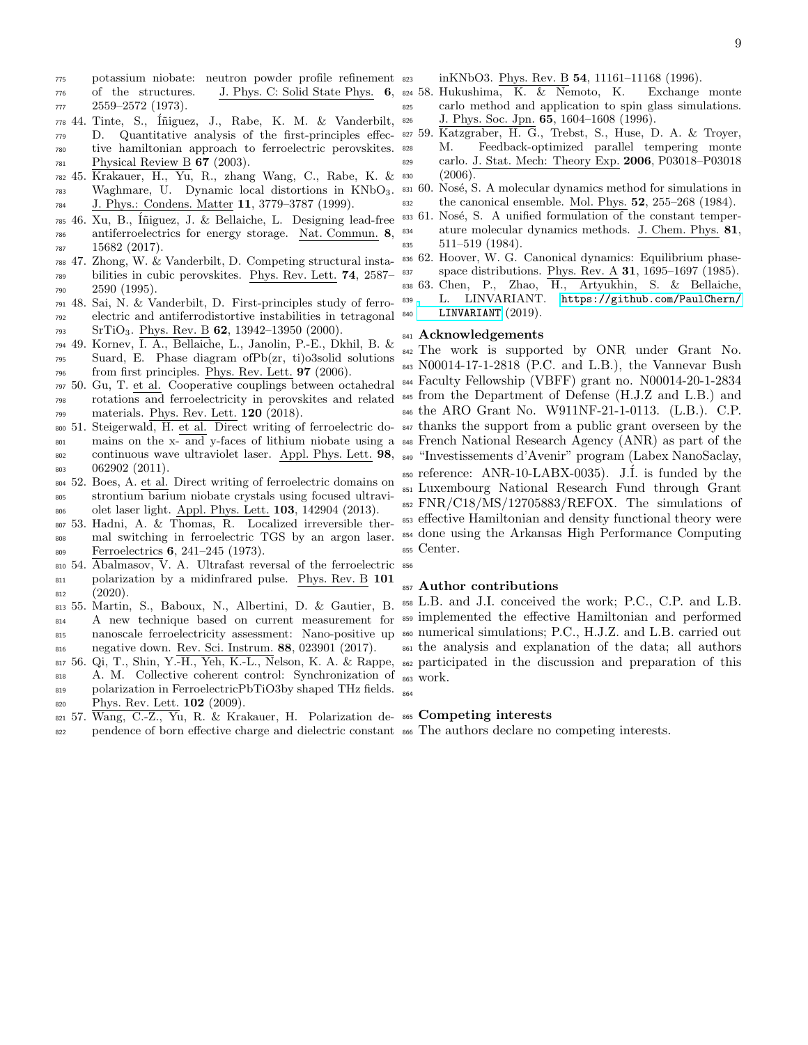potassium niobate: neutron powder profile refinement of the structures. J. Phys. C: Solid State Phys. **6**, 2559–2572 (1973).

44. Tinte, S., Íñiguez, J., Rabe, K. M. & Vanderbilt, D. Quantitative analysis of the first-principles effective hamiltonian approach to ferroelectric perovskites. Physical Review B **67** (2003).
45. Krakauer, H., Yu, R., zhang Wang, C., Rabe, K. & Waghmare, U. Dynamic local distortions in $KNbO_3$. J. Phys.: Condens. Matter **11**, 3779–3787 (1999).
46. Xu, B., Íñiguez, J. & Bellaiche, L. Designing lead-free antiferroelectrics for energy storage. Nat. Commun. **8**, 15682 (2017).
47. Zhong, W. & Vanderbilt, D. Competing structural instabilities in cubic perovskites. Phys. Rev. Lett. **74**, 2587–2590 (1995).
48. Sai, N. & Vanderbilt, D. First-principles study of ferroelectric and antiferrodistortive instabilities in tetragonal $SrTiO_3$. Phys. Rev. B **62**, 13942–13950 (2000).
49. Kornev, I. A., Bellaiche, L., Janolin, P.-E., Dkhil, B. & Suard, E. Phase diagram ofPb(zr, ti)o3solid solutions from first principles. Phys. Rev. Lett. **97** (2006).
50. Gu, T. et al. Cooperative couplings between octahedral rotations and ferroelectricity in perovskites and related materials. Phys. Rev. Lett. **120** (2018).
51. Steigerwald, H. et al. Direct writing of ferroelectric domains on the x- and y-faces of lithium niobate using a continuous wave ultraviolet laser. Appl. Phys. Lett. **98**, 062902 (2011).
52. Boes, A. et al. Direct writing of ferroelectric domains on strontium barium niobate crystals using focused ultraviolet laser light. Appl. Phys. Lett. **103**, 142904 (2013).
53. Hadni, A. & Thomas, R. Localized irreversible thermal switching in ferroelectric TGS by an argon laser. Ferroelectrics **6**, 241–245 (1973).
54. Abalmasov, V. A. Ultrafast reversal of the ferroelectric polarization by a midinfrared pulse. Phys. Rev. B **101** (2020).
55. Martin, S., Baboux, N., Albertini, D. & Gautier, B. A new technique based on current measurement for nanoscale ferroelectricity assessment: Nano-positive up negative down. Rev. Sci. Instrum. **88**, 023901 (2017).
56. Qi, T., Shin, Y.-H., Yeh, K.-L., Nelson, K. A. & Rappe, A. M. Collective coherent control: Synchronization of polarization in FerroelectricPbTiO3by shaped THz fields. Phys. Rev. Lett. **102** (2009).
57. Wang, C.-Z., Yu, R. & Krakauer, H. Polarization dependence of born effective charge and dielectric constant inKNbO3. Phys. Rev. B **54**, 11161–11168 (1996).
58. Hukushima, K. & Nemoto, K. Exchange monte carlo method and application to spin glass simulations. J. Phys. Soc. Jpn. **65**, 1604–1608 (1996).
59. Katzgraber, H. G., Trebst, S., Huse, D. A. & Troyer, M. Feedback-optimized parallel tempering monte carlo. J. Stat. Mech: Theory Exp. **2006**, P03018–P03018 (2006).
60. Nosé, S. A molecular dynamics method for simulations in the canonical ensemble. Mol. Phys. **52**, 255–268 (1984).
61. Nosé, S. A unified formulation of the constant temperature molecular dynamics methods. J. Chem. Phys. **81**, 511–519 (1984).
62. Hoover, W. G. Canonical dynamics: Equilibrium phase-space distributions. Phys. Rev. A **31**, 1695–1697 (1985).
63. Chen, P., Zhao, H., Artyukhin, S. & Bellaiche, L. LINVARIANT. https://github.com/PaulChern/LINVARIANT (2019).

## Acknowledgements

The work is supported by ONR under Grant No. N00014-17-1-2818 (P.C. and L.B.), the Vannevar Bush Faculty Fellowship (VBFF) grant no. N00014-20-1-2834 from the Department of Defense (H.J.Z and L.B.) and the ARO Grant No. W911NF-21-1-0113. (L.B.). C.P. thanks the support from a public grant overseen by the French National Research Agency (ANR) as part of the "Investissements d'Avenir" program (Labex NanoSaclay, reference: ANR-10-LABX-0035). J.Í. is funded by the Luxembourg National Research Fund through Grant FNR/C18/MS/12705883/REFOX. The simulations of effective Hamiltonian and density functional theory were done using the Arkansas High Performance Computing Center.

## Author contributions

L.B. and J.I. conceived the work; P.C., C.P. and L.B. implemented the effective Hamiltonian and performed numerical simulations; P.C., H.J.Z. and L.B. carried out the analysis and explanation of the data; all authors participated in the discussion and preparation of this work.

## Competing interests

The authors declare no competing interests.